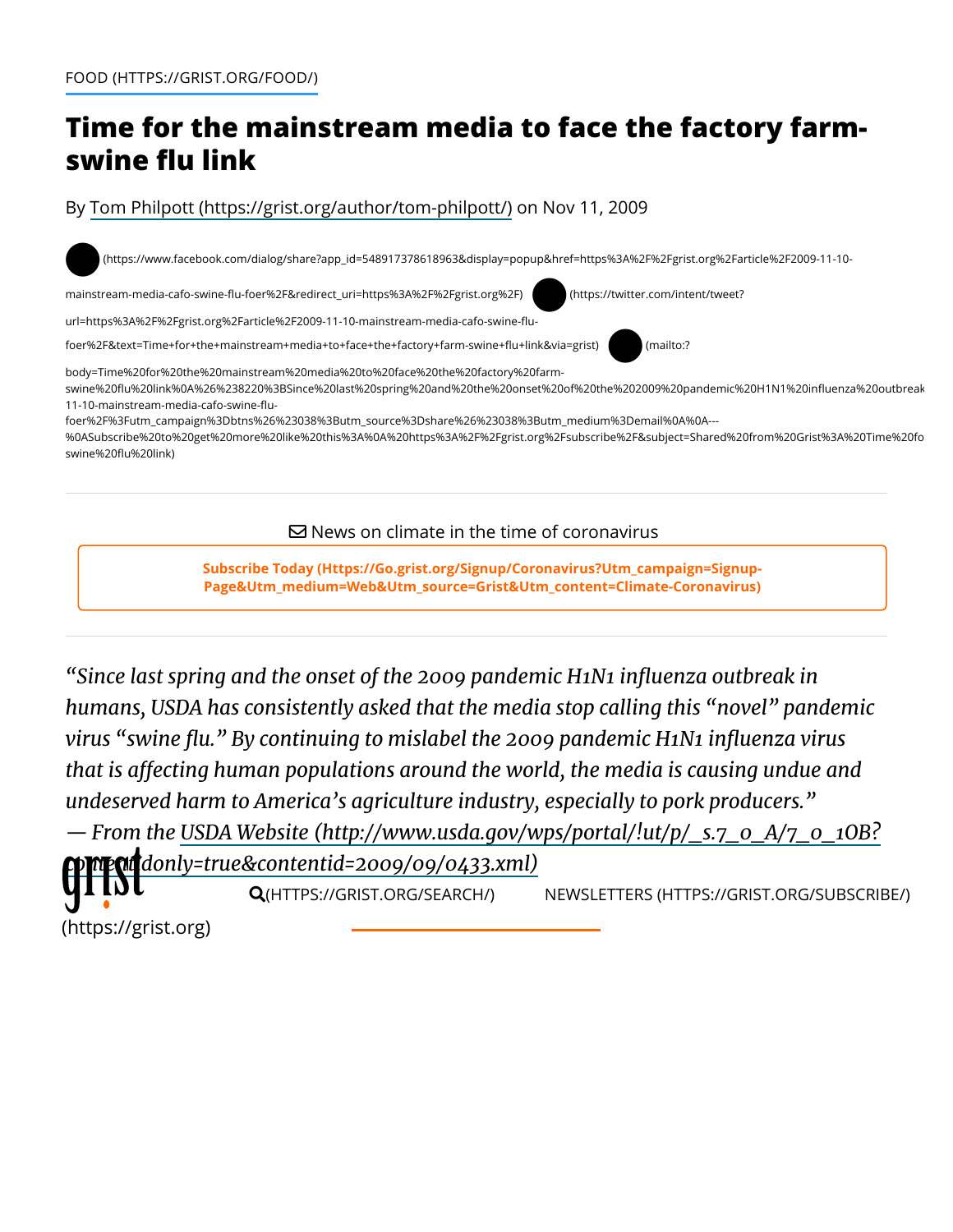FOOD (HTTPS://GRIST.ORG/FOOD/)

# Time for the mainstream media to face the factory farm-swine flu link

By Tom Philpott (https://grist.org/author/tom-philpott/) on Nov 11, 2009

News on climate in the time of coronavirus

Subscribe Today (Https://Go.grist.org/Signup/Coronavirus?Utm_campaign=Signup-Page&Utm_medium=Web&Utm_source=Grist&Utm_content=Climate-Coronavirus)

*"Since last spring and the onset of the 2009 pandemic H1N1 influenza outbreak in humans, USDA has consistently asked that the media stop calling this "novel" pandemic virus "swine flu." By continuing to mislabel the 2009 pandemic H1N1 influenza virus that is affecting human populations around the world, the media is causing undue and undeserved harm to America's agriculture industry, especially to pork producers."*
*— From the USDA Website (http://www.usda.gov/wps/portal/!ut/p/_s.7_0_A/7_0_1OB?contentidonly=true&contentid=2009/09/0433.xml)*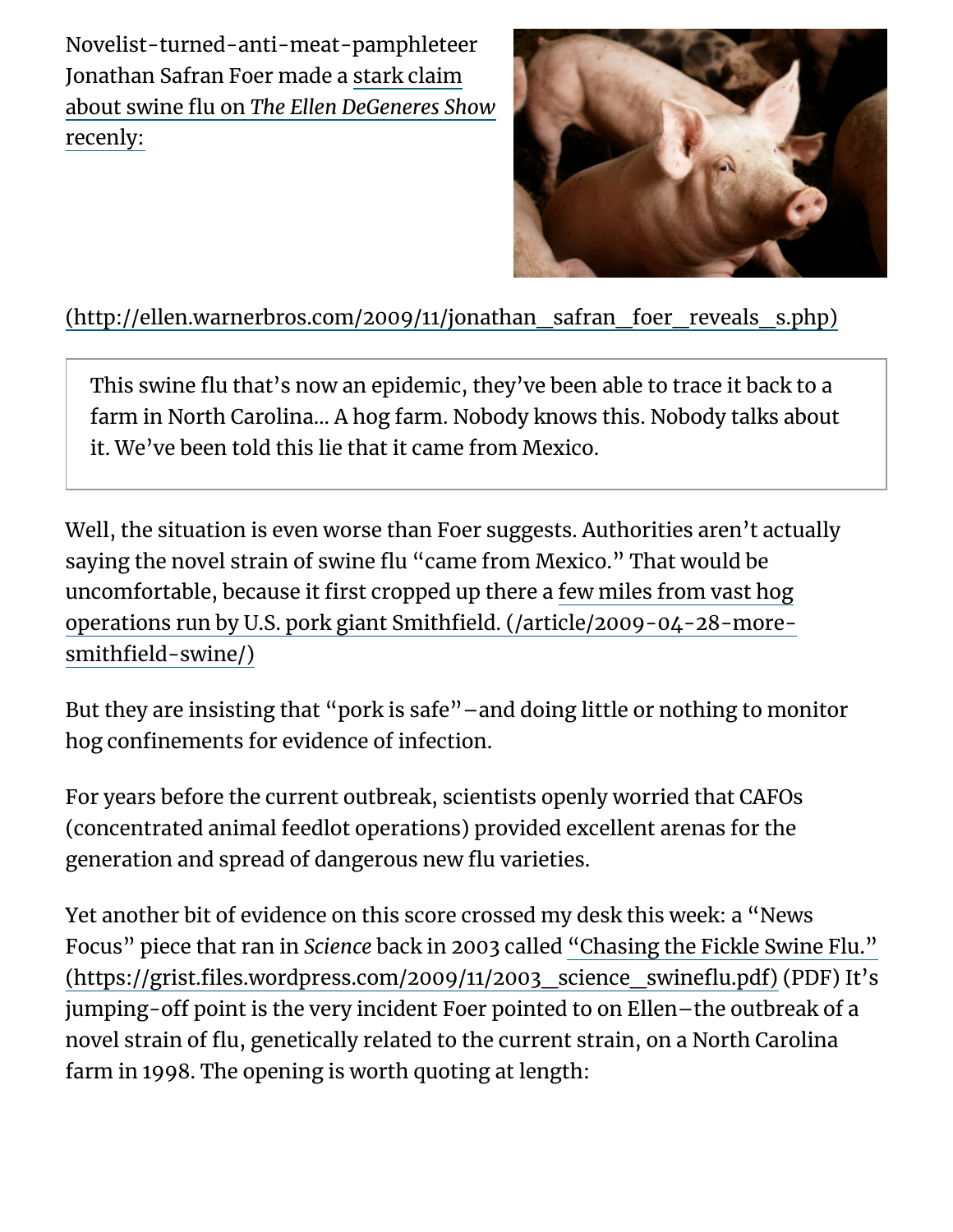Novelist-turned-anti-meat-pamphleteer Jonathan Safran Foer made a stark claim about swine flu on *The Ellen DeGeneres Show* recently:

(http://ellen.warnerbros.com/2009/11/jonathan_safran_foer_reveals_s.php)

> This swine flu that's now an epidemic, they've been able to trace it back to a farm in North Carolina… A hog farm. Nobody knows this. Nobody talks about it. We've been told this lie that it came from Mexico.

Well, the situation is even worse than Foer suggests. Authorities aren't actually saying the novel strain of swine flu "came from Mexico." That would be uncomfortable, because it first cropped up there a few miles from vast hog operations run by U.S. pork giant Smithfield. (/article/2009-04-28-more-smithfield-swine/)

But they are insisting that "pork is safe"—and doing little or nothing to monitor hog confinements for evidence of infection.

For years before the current outbreak, scientists openly worried that CAFOs (concentrated animal feedlot operations) provided excellent arenas for the generation and spread of dangerous new flu varieties.

Yet another bit of evidence on this score crossed my desk this week: a "News Focus" piece that ran in *Science* back in 2003 called "Chasing the Fickle Swine Flu." (https://grist.files.wordpress.com/2009/11/2003_science_swineflu.pdf) (PDF) It's jumping-off point is the very incident Foer pointed to on Ellen—the outbreak of a novel strain of flu, genetically related to the current strain, on a North Carolina farm in 1998. The opening is worth quoting at length: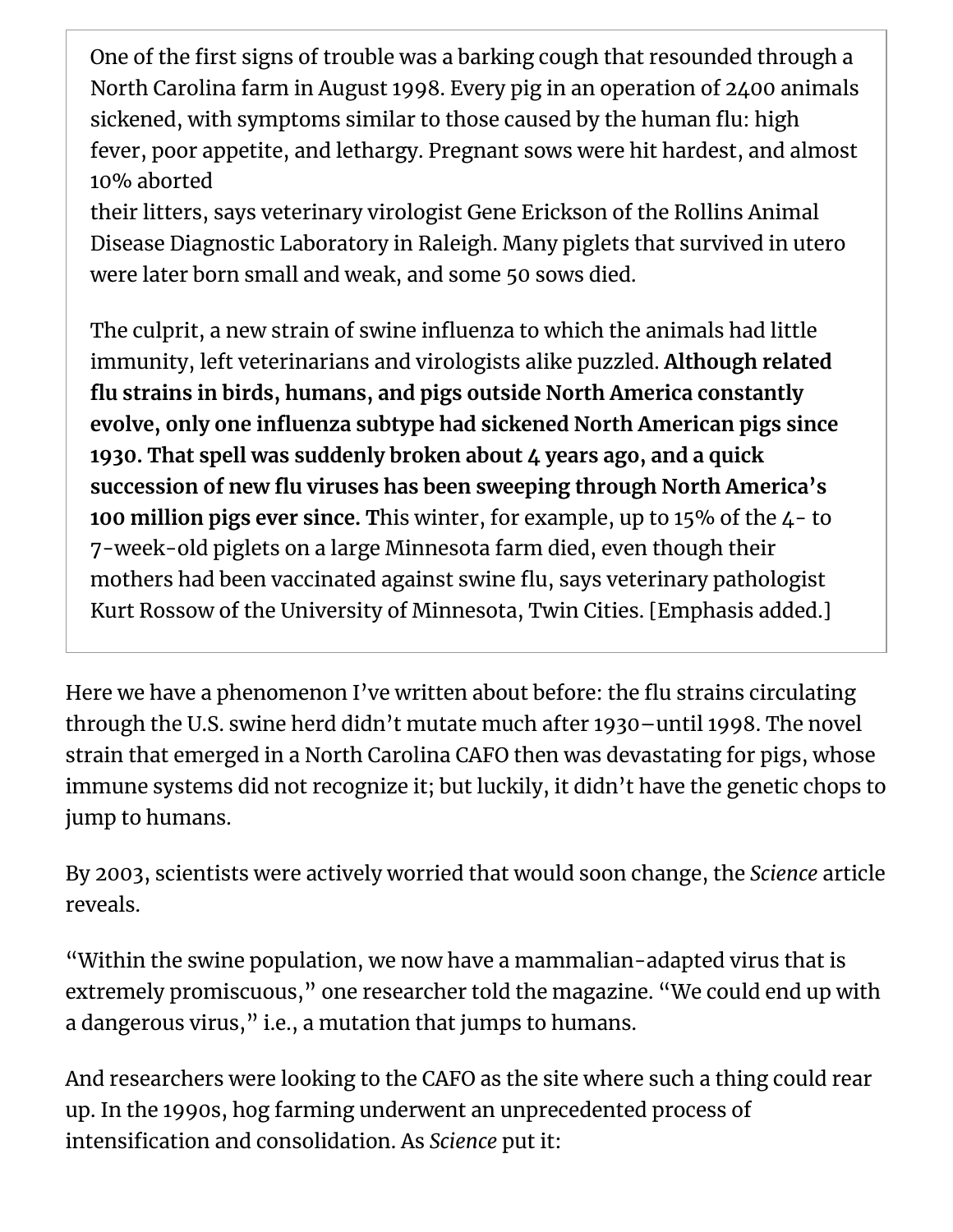> One of the first signs of trouble was a barking cough that resounded through a North Carolina farm in August 1998. Every pig in an operation of 2400 animals sickened, with symptoms similar to those caused by the human flu: high fever, poor appetite, and lethargy. Pregnant sows were hit hardest, and almost 10% aborted their litters, says veterinary virologist Gene Erickson of the Rollins Animal Disease Diagnostic Laboratory in Raleigh. Many piglets that survived in utero were later born small and weak, and some 50 sows died.
>
> The culprit, a new strain of swine influenza to which the animals had little immunity, left veterinarians and virologists alike puzzled. **Although related flu strains in birds, humans, and pigs outside North America constantly evolve, only one influenza subtype had sickened North American pigs since 1930. That spell was suddenly broken about 4 years ago, and a quick succession of new flu viruses has been sweeping through North America's 100 million pigs ever since. T**his winter, for example, up to 15% of the 4- to 7-week-old piglets on a large Minnesota farm died, even though their mothers had been vaccinated against swine flu, says veterinary pathologist Kurt Rossow of the University of Minnesota, Twin Cities. [Emphasis added.]

Here we have a phenomenon I've written about before: the flu strains circulating through the U.S. swine herd didn't mutate much after 1930—until 1998. The novel strain that emerged in a North Carolina CAFO then was devastating for pigs, whose immune systems did not recognize it; but luckily, it didn't have the genetic chops to jump to humans.

By 2003, scientists were actively worried that would soon change, the *Science* article reveals.

"Within the swine population, we now have a mammalian-adapted virus that is extremely promiscuous," one researcher told the magazine. "We could end up with a dangerous virus," i.e., a mutation that jumps to humans.

And researchers were looking to the CAFO as the site where such a thing could rear up. In the 1990s, hog farming underwent an unprecedented process of intensification and consolidation. As *Science* put it: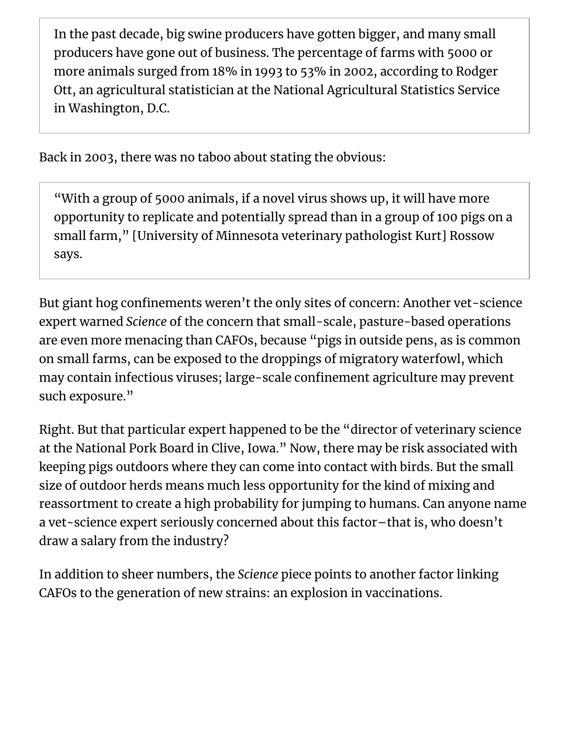> In the past decade, big swine producers have gotten bigger, and many small producers have gone out of business. The percentage of farms with 5000 or more animals surged from 18% in 1993 to 53% in 2002, according to Rodger Ott, an agricultural statistician at the National Agricultural Statistics Service in Washington, D.C.

Back in 2003, there was no taboo about stating the obvious:

> "With a group of 5000 animals, if a novel virus shows up, it will have more opportunity to replicate and potentially spread than in a group of 100 pigs on a small farm," [University of Minnesota veterinary pathologist Kurt] Rossow says.

But giant hog confinements weren't the only sites of concern: Another vet-science expert warned *Science* of the concern that small-scale, pasture-based operations are even more menacing than CAFOs, because "pigs in outside pens, as is common on small farms, can be exposed to the droppings of migratory waterfowl, which may contain infectious viruses; large-scale confinement agriculture may prevent such exposure."

Right. But that particular expert happened to be the "director of veterinary science at the National Pork Board in Clive, Iowa." Now, there may be risk associated with keeping pigs outdoors where they can come into contact with birds. But the small size of outdoor herds means much less opportunity for the kind of mixing and reassortment to create a high probability for jumping to humans. Can anyone name a vet-science expert seriously concerned about this factor–that is, who doesn't draw a salary from the industry?

In addition to sheer numbers, the *Science* piece points to another factor linking CAFOs to the generation of new strains: an explosion in vaccinations.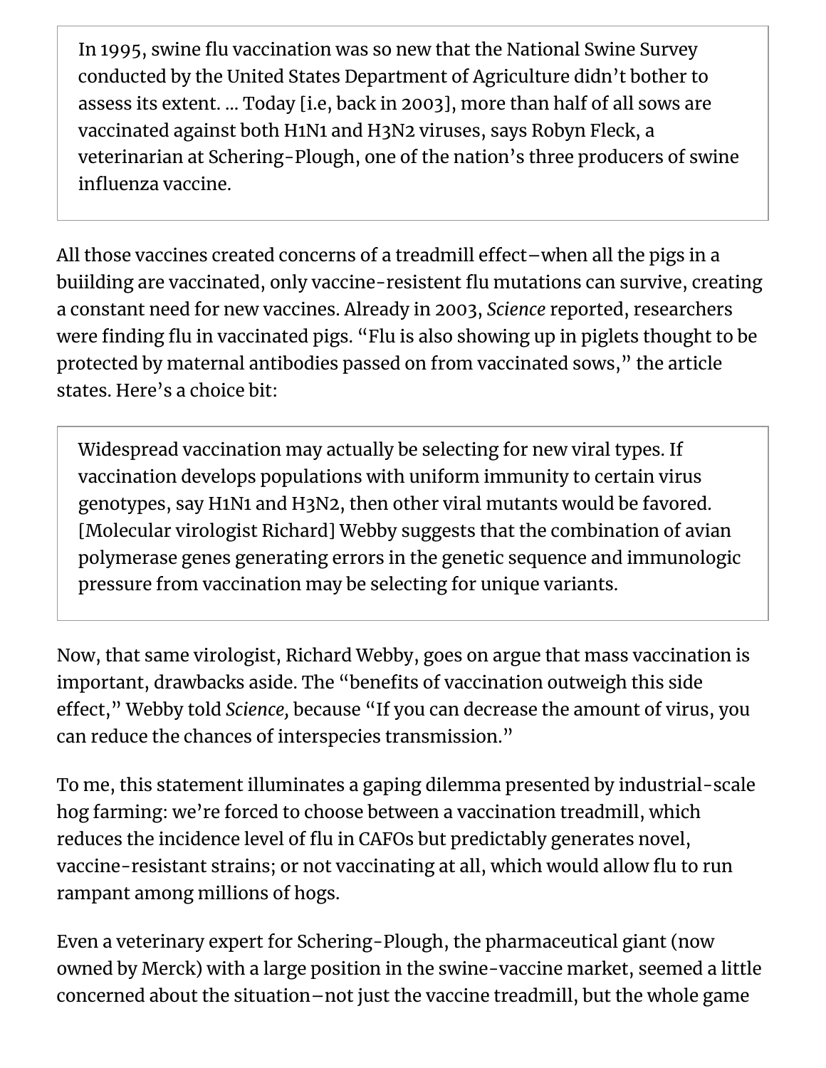> In 1995, swine flu vaccination was so new that the National Swine Survey conducted by the United States Department of Agriculture didn't bother to assess its extent. ... Today [i.e, back in 2003], more than half of all sows are vaccinated against both H1N1 and H3N2 viruses, says Robyn Fleck, a veterinarian at Schering-Plough, one of the nation's three producers of swine influenza vaccine.

All those vaccines created concerns of a treadmill effect–when all the pigs in a buiilding are vaccinated, only vaccine-resistent flu mutations can survive, creating a constant need for new vaccines. Already in 2003, *Science* reported, researchers were finding flu in vaccinated pigs. "Flu is also showing up in piglets thought to be protected by maternal antibodies passed on from vaccinated sows," the article states. Here's a choice bit:

> Widespread vaccination may actually be selecting for new viral types. If vaccination develops populations with uniform immunity to certain virus genotypes, say H1N1 and H3N2, then other viral mutants would be favored. [Molecular virologist Richard] Webby suggests that the combination of avian polymerase genes generating errors in the genetic sequence and immunologic pressure from vaccination may be selecting for unique variants.

Now, that same virologist, Richard Webby, goes on argue that mass vaccination is important, drawbacks aside. The "benefits of vaccination outweigh this side effect," Webby told *Science,* because "If you can decrease the amount of virus, you can reduce the chances of interspecies transmission."

To me, this statement illuminates a gaping dilemma presented by industrial-scale hog farming: we're forced to choose between a vaccination treadmill, which reduces the incidence level of flu in CAFOs but predictably generates novel, vaccine-resistant strains; or not vaccinating at all, which would allow flu to run rampant among millions of hogs.

Even a veterinary expert for Schering-Plough, the pharmaceutical giant (now owned by Merck) with a large position in the swine-vaccine market, seemed a little concerned about the situation–not just the vaccine treadmill, but the whole game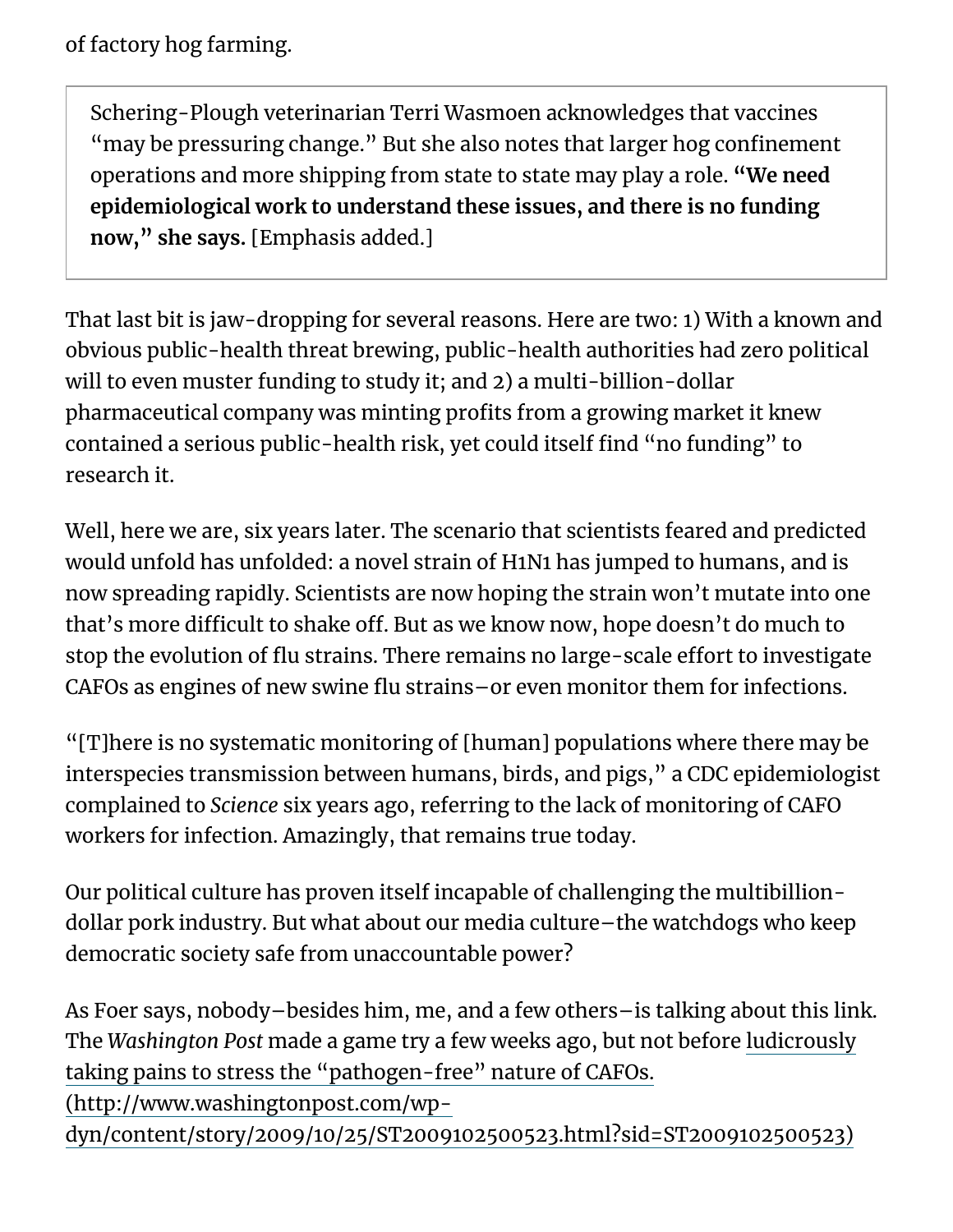of factory hog farming.

> Schering-Plough veterinarian Terri Wasmoen acknowledges that vaccines "may be pressuring change." But she also notes that larger hog confinement operations and more shipping from state to state may play a role. **"We need epidemiological work to understand these issues, and there is no funding now," she says.** [Emphasis added.]

That last bit is jaw-dropping for several reasons. Here are two: 1) With a known and obvious public-health threat brewing, public-health authorities had zero political will to even muster funding to study it; and 2) a multi-billion-dollar pharmaceutical company was minting profits from a growing market it knew contained a serious public-health risk, yet could itself find "no funding" to research it.

Well, here we are, six years later. The scenario that scientists feared and predicted would unfold has unfolded: a novel strain of H1N1 has jumped to humans, and is now spreading rapidly. Scientists are now hoping the strain won't mutate into one that's more difficult to shake off. But as we know now, hope doesn't do much to stop the evolution of flu strains. There remains no large-scale effort to investigate CAFOs as engines of new swine flu strains—or even monitor them for infections.

"[T]here is no systematic monitoring of [human] populations where there may be interspecies transmission between humans, birds, and pigs," a CDC epidemiologist complained to *Science* six years ago, referring to the lack of monitoring of CAFO workers for infection. Amazingly, that remains true today.

Our political culture has proven itself incapable of challenging the multibillion-dollar pork industry. But what about our media culture—the watchdogs who keep democratic society safe from unaccountable power?

As Foer says, nobody—besides him, me, and a few others—is talking about this link. The *Washington Post* made a game try a few weeks ago, but not before [ludicrously taking pains to stress the "pathogen-free" nature of CAFOs. (http://www.washingtonpost.com/wp-dyn/content/story/2009/10/25/ST2009102500523.html?sid=ST2009102500523)](http://www.washingtonpost.com/wp-dyn/content/story/2009/10/25/ST2009102500523.html?sid=ST2009102500523)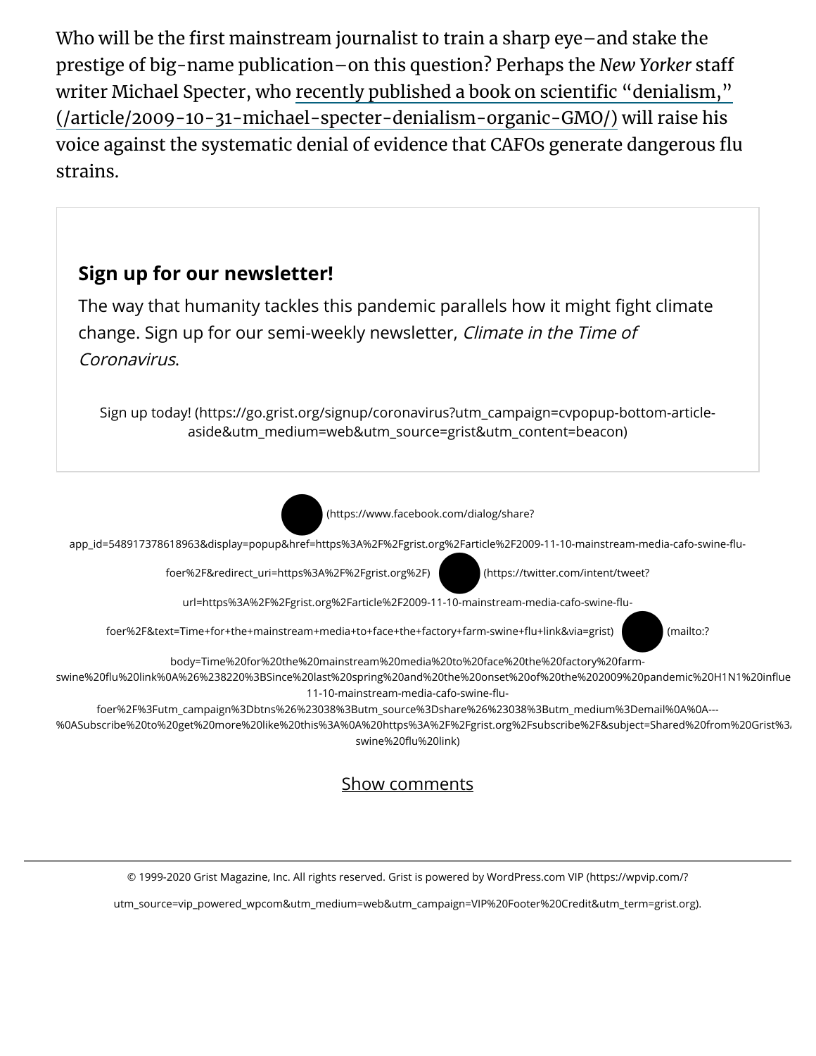Who will be the first mainstream journalist to train a sharp eye—and stake the prestige of big-name publication—on this question? Perhaps the *New Yorker* staff writer Michael Specter, who recently published a book on scientific "denialism," (/article/2009-10-31-michael-specter-denialism-organic-GMO/) will raise his voice against the systematic denial of evidence that CAFOs generate dangerous flu strains.

**Sign up for our newsletter!**

The way that humanity tackles this pandemic parallels how it might fight climate change. Sign up for our semi-weekly newsletter, *Climate in the Time of Coronavirus*.

Sign up today! (https://go.grist.org/signup/coronavirus?utm_campaign=cvpopup-bottom-article-aside&utm_medium=web&utm_source=grist&utm_content=beacon)

(https://www.facebook.com/dialog/share?app_id=548917378618963&display=popup&href=https%3A%2F%2Fgrist.org%2Farticle%2F2009-11-10-mainstream-media-cafo-swine-flu-foer%2F&redirect_uri=https%3A%2F%2Fgrist.org%2F) (https://twitter.com/intent/tweet?url=https%3A%2F%2Fgrist.org%2Farticle%2F2009-11-10-mainstream-media-cafo-swine-flu-foer%2F&text=Time+for+the+mainstream+media+to+face+the+factory+farm-swine+flu+link&via=grist) (mailto:?body=Time%20for%20the%20mainstream%20media%20to%20face%20the%20factory%20farm-swine%20flu%20link%0A%26%238220%3BSince%20last%20spring%20and%20the%20onset%20of%20the%202009%20pandemic%20H1N1%20influe 11-10-mainstream-media-cafo-swine-flu-foer%2F%3Futm_campaign%3Dbtns%26%23038%3Butm_source%3Dshare%26%23038%3Butm_medium%3Demail%0A%0A---%0ASubscribe%20to%20get%20more%20like%20this%3A%0A%20https%3A%2F%2Fgrist.org%2Fsubscribe%2F&subject=Shared%20from%20Grist%3 swine%20flu%20link)

Show comments

© 1999-2020 Grist Magazine, Inc. All rights reserved. Grist is powered by WordPress.com VIP (https://wpvip.com/?utm_source=vip_powered_wpcom&utm_medium=web&utm_campaign=VIP%20Footer%20Credit&utm_term=grist.org).